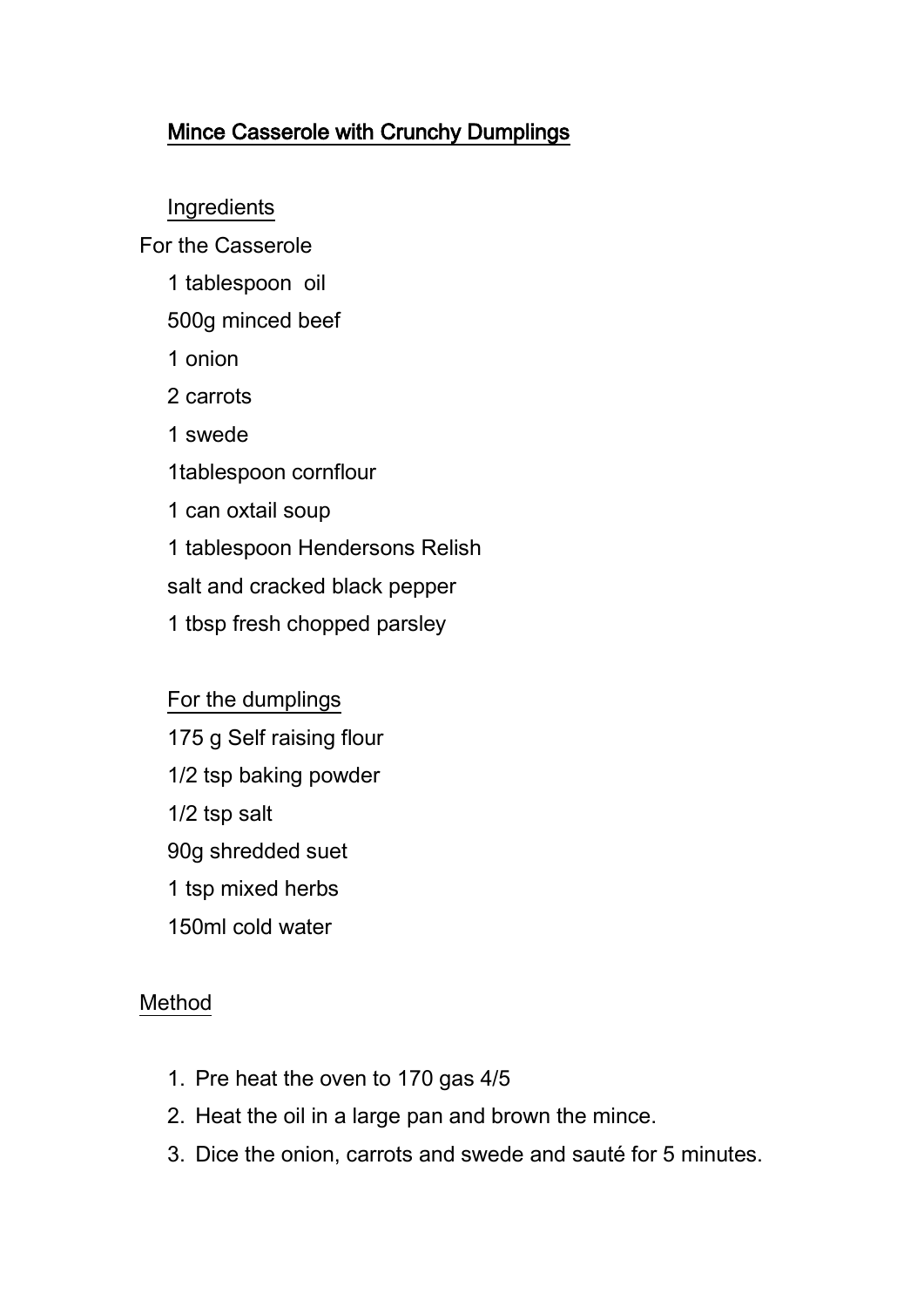# Mince Casserole with Crunchy Dumplings

## Ingredients

For the Casserole

1 tablespoon  oil

500g minced beef

1 onion

2 carrots

1 swede

1tablespoon cornflour

1 can oxtail soup

1 tablespoon Hendersons Relish

salt and cracked black pepper

1 tbsp fresh chopped parsley

### For the dumplings

175 g Self raising flour

1/2 tsp baking powder

1/2 tsp salt

90g shredded suet

1 tsp mixed herbs

150ml cold water

## Method

1. Pre heat the oven to 170 gas 4/5
2. Heat the oil in a large pan and brown the mince.
3. Dice the onion, carrots and swede and sauté for 5 minutes.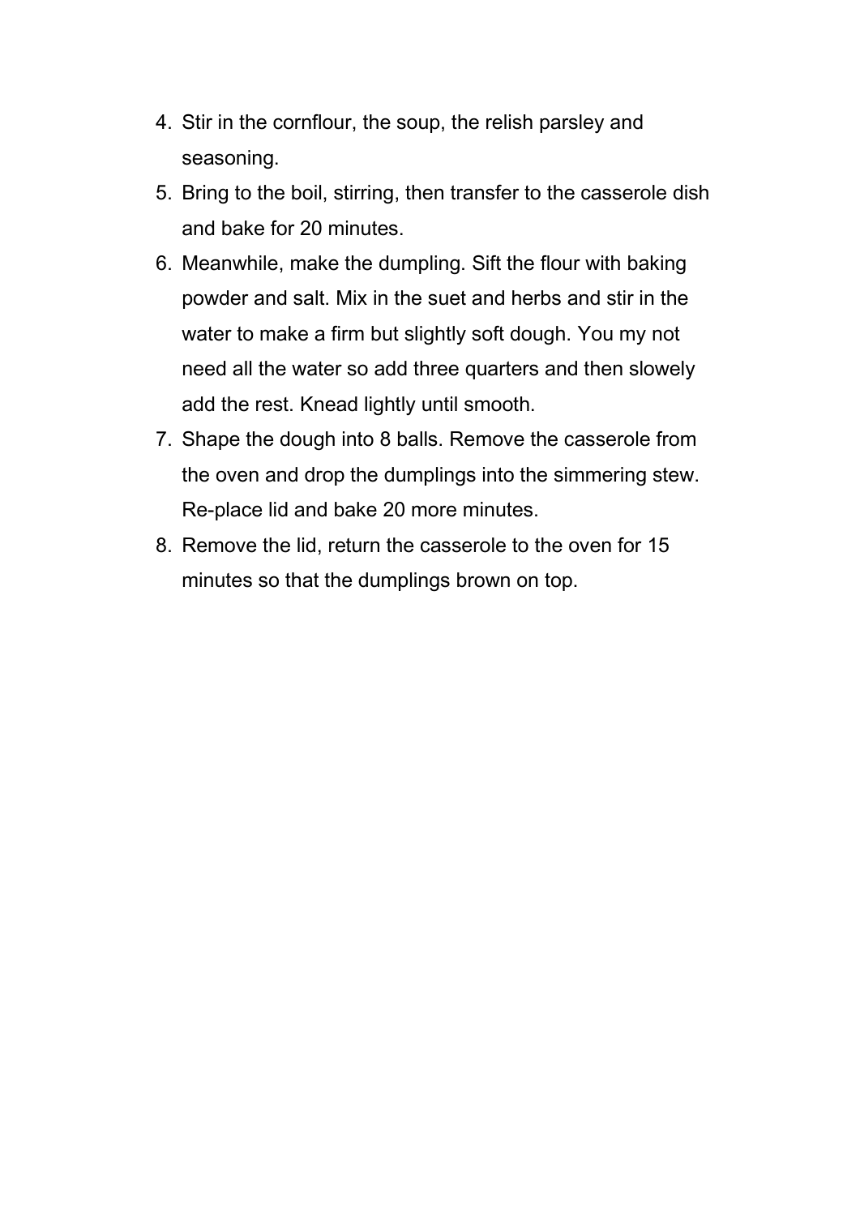4. Stir in the cornflour, the soup, the relish parsley and seasoning.
5. Bring to the boil, stirring, then transfer to the casserole dish and bake for 20 minutes.
6. Meanwhile, make the dumpling. Sift the flour with baking powder and salt. Mix in the suet and herbs and stir in the water to make a firm but slightly soft dough. You my not need all the water so add three quarters and then slowely add the rest. Knead lightly until smooth.
7. Shape the dough into 8 balls. Remove the casserole from the oven and drop the dumplings into the simmering stew. Re-place lid and bake 20 more minutes.
8. Remove the lid, return the casserole to the oven for 15 minutes so that the dumplings brown on top.